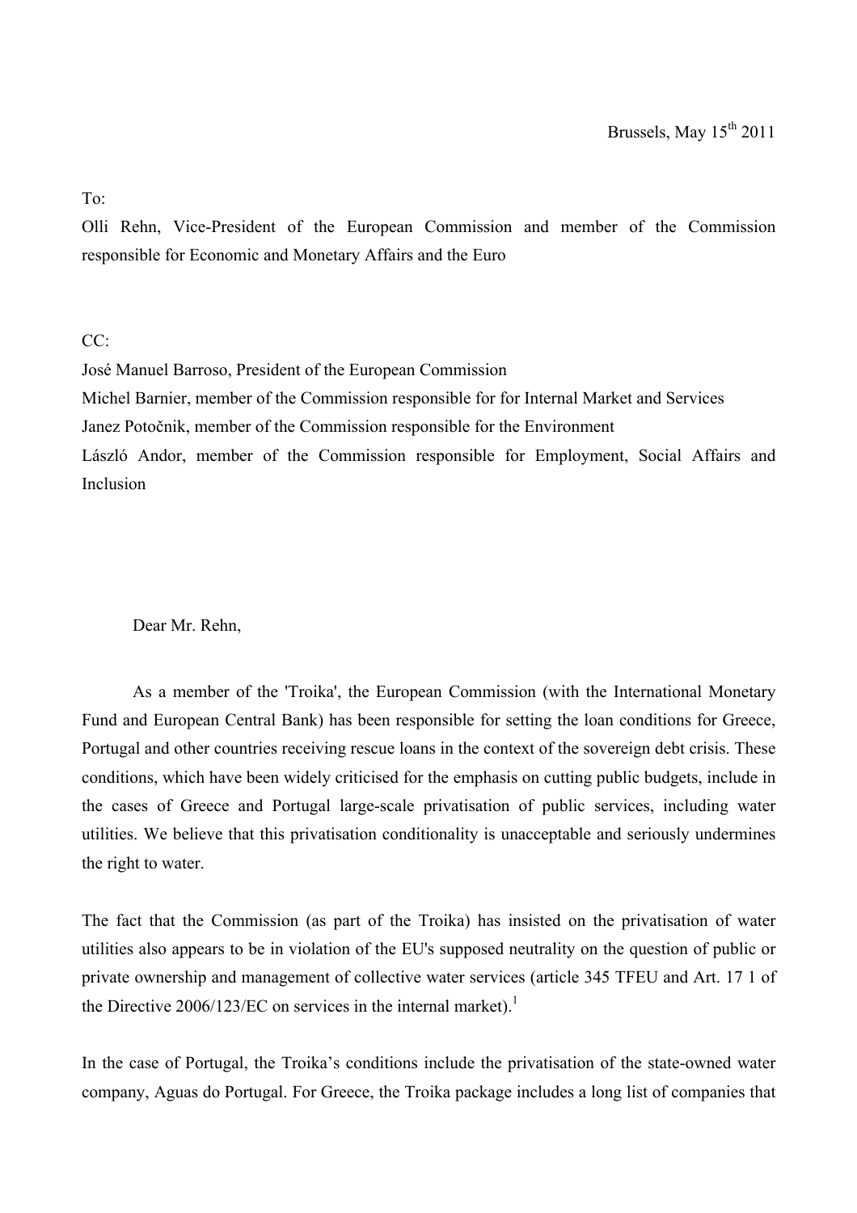Brussels, May 15th 2011

To:
Olli Rehn, Vice-President of the European Commission and member of the Commission responsible for Economic and Monetary Affairs and the Euro

CC:
José Manuel Barroso, President of the European Commission
Michel Barnier, member of the Commission responsible for for Internal Market and Services
Janez Potočnik, member of the Commission responsible for the Environment
László Andor, member of the Commission responsible for Employment, Social Affairs and Inclusion

Dear Mr. Rehn,

As a member of the 'Troika', the European Commission (with the International Monetary Fund and European Central Bank) has been responsible for setting the loan conditions for Greece, Portugal and other countries receiving rescue loans in the context of the sovereign debt crisis. These conditions, which have been widely criticised for the emphasis on cutting public budgets, include in the cases of Greece and Portugal large-scale privatisation of public services, including water utilities. We believe that this privatisation conditionality is unacceptable and seriously undermines the right to water.

The fact that the Commission (as part of the Troika) has insisted on the privatisation of water utilities also appears to be in violation of the EU's supposed neutrality on the question of public or private ownership and management of collective water services (article 345 TFEU and Art. 17 1 of the Directive 2006/123/EC on services in the internal market).[1]

In the case of Portugal, the Troika's conditions include the privatisation of the state-owned water company, Aguas do Portugal. For Greece, the Troika package includes a long list of companies that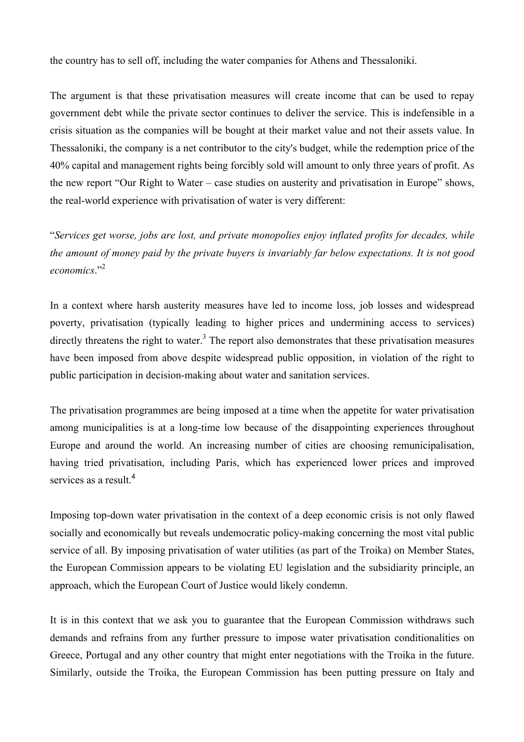the country has to sell off, including the water companies for Athens and Thessaloniki.

The argument is that these privatisation measures will create income that can be used to repay government debt while the private sector continues to deliver the service. This is indefensible in a crisis situation as the companies will be bought at their market value and not their assets value. In Thessaloniki, the company is a net contributor to the city's budget, while the redemption price of the 40% capital and management rights being forcibly sold will amount to only three years of profit. As the new report "Our Right to Water – case studies on austerity and privatisation in Europe" shows, the real-world experience with privatisation of water is very different:

"*Services get worse, jobs are lost, and private monopolies enjoy inflated profits for decades, while the amount of money paid by the private buyers is invariably far below expectations. It is not good economics*."[2]

In a context where harsh austerity measures have led to income loss, job losses and widespread poverty, privatisation (typically leading to higher prices and undermining access to services) directly threatens the right to water.[3] The report also demonstrates that these privatisation measures have been imposed from above despite widespread public opposition, in violation of the right to public participation in decision-making about water and sanitation services.

The privatisation programmes are being imposed at a time when the appetite for water privatisation among municipalities is at a long-time low because of the disappointing experiences throughout Europe and around the world. An increasing number of cities are choosing remunicipalisation, having tried privatisation, including Paris, which has experienced lower prices and improved services as a result.[4]

Imposing top-down water privatisation in the context of a deep economic crisis is not only flawed socially and economically but reveals undemocratic policy-making concerning the most vital public service of all. By imposing privatisation of water utilities (as part of the Troika) on Member States, the European Commission appears to be violating EU legislation and the subsidiarity principle, an approach, which the European Court of Justice would likely condemn.

It is in this context that we ask you to guarantee that the European Commission withdraws such demands and refrains from any further pressure to impose water privatisation conditionalities on Greece, Portugal and any other country that might enter negotiations with the Troika in the future. Similarly, outside the Troika, the European Commission has been putting pressure on Italy and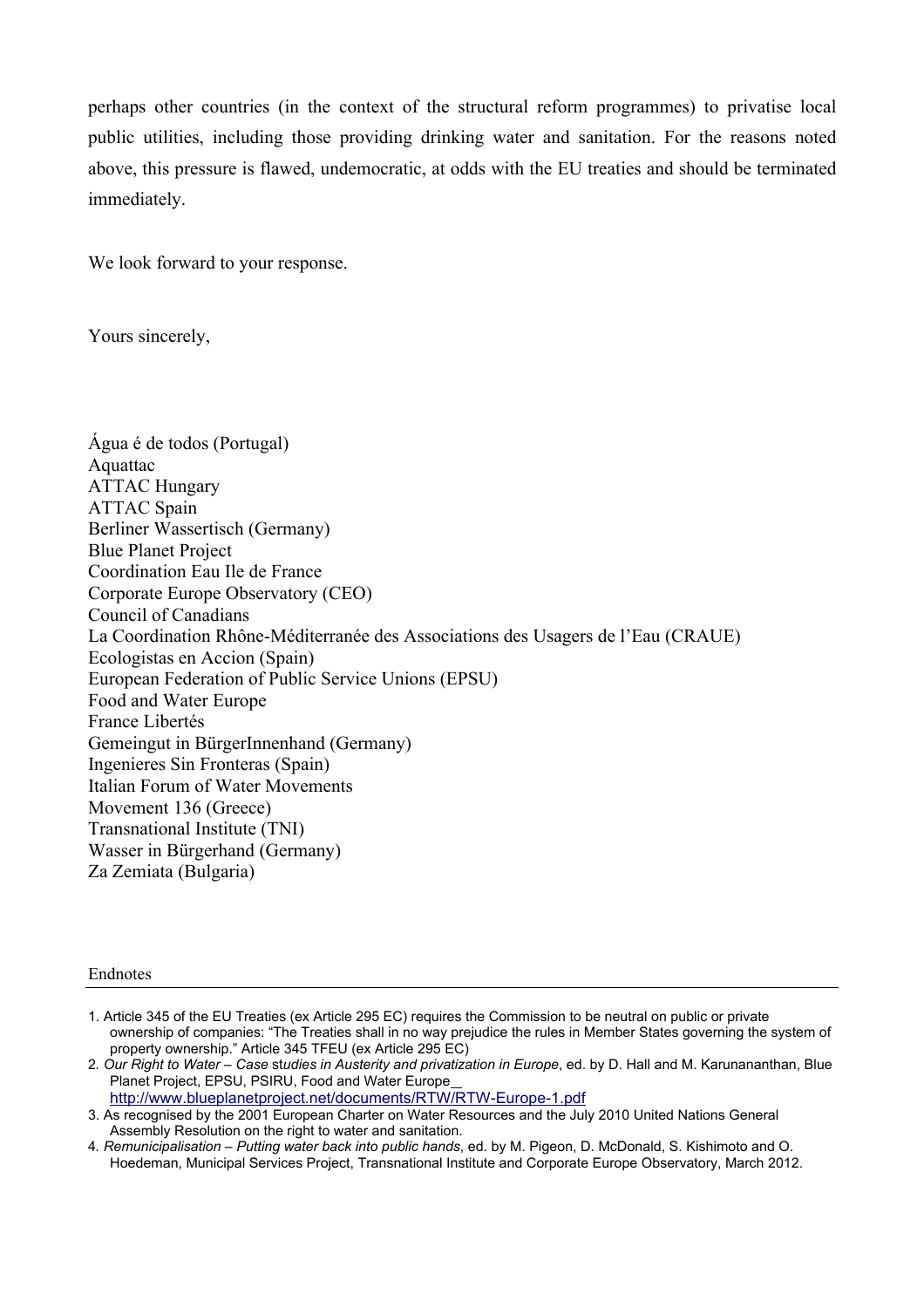perhaps other countries (in the context of the structural reform programmes) to privatise local public utilities, including those providing drinking water and sanitation. For the reasons noted above, this pressure is flawed, undemocratic, at odds with the EU treaties and should be terminated immediately.

We look forward to your response.

Yours sincerely,

Água é de todos (Portugal)
Aquattac
ATTAC Hungary
ATTAC Spain
Berliner Wassertisch (Germany)
Blue Planet Project
Coordination Eau Ile de France
Corporate Europe Observatory (CEO)
Council of Canadians
La Coordination Rhône-Méditerranée des Associations des Usagers de l'Eau (CRAUE)
Ecologistas en Accion (Spain)
European Federation of Public Service Unions (EPSU)
Food and Water Europe
France Libertés
Gemeingut in BürgerInnenhand (Germany)
Ingenieres Sin Fronteras (Spain)
Italian Forum of Water Movements
Movement 136 (Greece)
Transnational Institute (TNI)
Wasser in Bürgerhand (Germany)
Za Zemiata (Bulgaria)

Endnotes

1. Article 345 of the EU Treaties (ex Article 295 EC) requires the Commission to be neutral on public or private ownership of companies: "The Treaties shall in no way prejudice the rules in Member States governing the system of property ownership." Article 345 TFEU (ex Article 295 EC)
2. *Our Right to Water – Case* studies *in Austerity and privatization in Europe*, ed. by D. Hall and M. Karunananthan, Blue Planet Project, EPSU, PSIRU, Food and Water Europe
   http://www.blueplanetproject.net/documents/RTW/RTW-Europe-1.pdf
3. As recognised by the 2001 European Charter on Water Resources and the July 2010 United Nations General Assembly Resolution on the right to water and sanitation.
4. *Remunicipalisation – Putting water back into public hands*, ed. by M. Pigeon, D. McDonald, S. Kishimoto and O. Hoedeman, Municipal Services Project, Transnational Institute and Corporate Europe Observatory, March 2012.